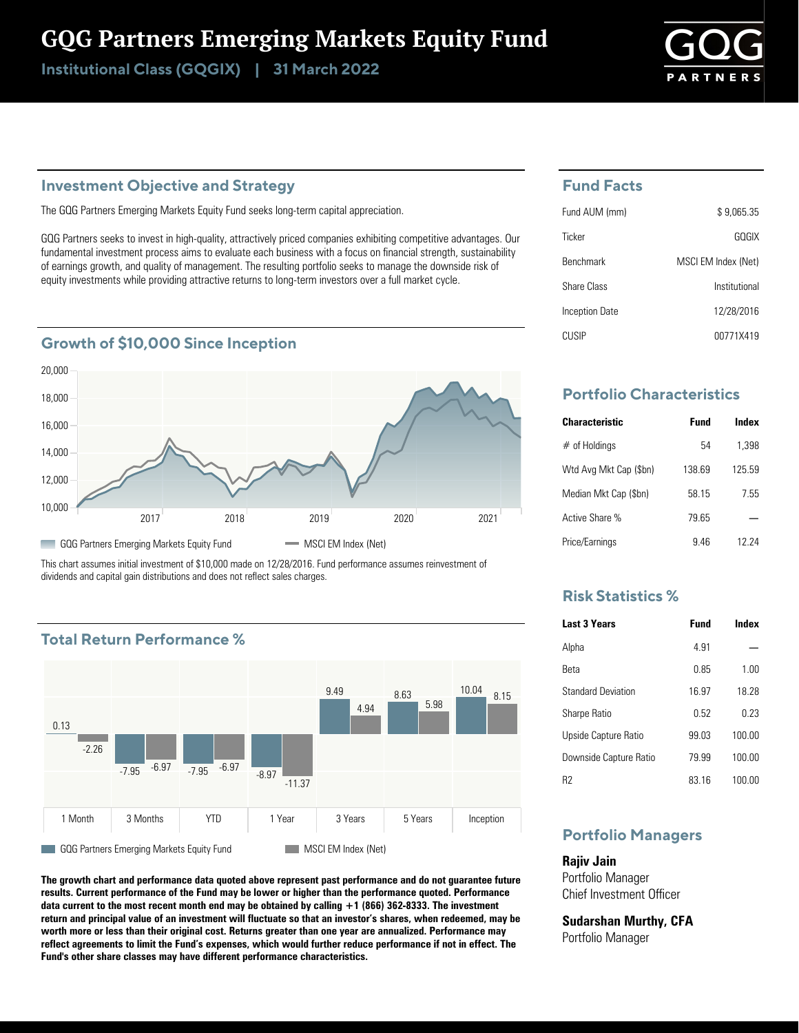# GQG Partners Emerging Markets Equity Fund

**Institutional Class (GQGIX) | 31 March 2022**

## Investment Objective and Strategy

The GQG Partners Emerging Markets Equity Fund seeks long-term capital appreciation.

GQG Partners seeks to invest in high-quality, attractively priced companies exhibiting competitive advantages. Our fundamental investment process aims to evaluate each business with a focus on financial strength, sustainability of earnings growth, and quality of management. The resulting portfolio seeks to manage the downside risk of equity investments while providing attractive returns to long-term investors over a full market cycle.

## Growth of $10,000 Since Inception

GQG Partners Emerging Markets Equity Fund | MSCI EM Index (Net)

This chart assumes initial investment of $10,000 made on 12/28/2016. Fund performance assumes reinvestment of dividends and capital gain distributions and does not reflect sales charges.

## Total Return Performance %

| | 1 Month | 3 Months | YTD | 1 Year | 3 Years | 5 Years | Inception |
|---|---|---|---|---|---|---|---|
| GQG Partners Emerging Markets Equity Fund | 0.13 | -7.95 | -7.95 | -8.97 | 9.49 | 8.63 | 10.04 |
| MSCI EM Index (Net) | -2.26 | -6.97 | -6.97 | -11.37 | 4.94 | 5.98 | 8.15 |

**The growth chart and performance data quoted above represent past performance and do not guarantee future results. Current performance of the Fund may be lower or higher than the performance quoted. Performance data current to the most recent month end may be obtained by calling +1 (866) 362-8333. The investment return and principal value of an investment will fluctuate so that an investor's shares, when redeemed, may be worth more or less than their original cost. Returns greater than one year are annualized. Performance may reflect agreements to limit the Fund's expenses, which would further reduce performance if not in effect. The Fund's other share classes may have different performance characteristics.**

## Fund Facts

| | |
|---|---|
| Fund AUM (mm) | $ 9,065.35 |
| Ticker | GQGIX |
| Benchmark | MSCI EM Index (Net) |
| Share Class | Institutional |
| Inception Date | 12/28/2016 |
| CUSIP | 00771X419 |

## Portfolio Characteristics

| Characteristic | Fund | Index |
|---|---|---|
| # of Holdings | 54 | 1,398 |
| Wtd Avg Mkt Cap ($bn) | 138.69 | 125.59 |
| Median Mkt Cap ($bn) | 58.15 | 7.55 |
| Active Share % | 79.65 | — |
| Price/Earnings | 9.46 | 12.24 |

## Risk Statistics %

| Last 3 Years | Fund | Index |
|---|---|---|
| Alpha | 4.91 | — |
| Beta | 0.85 | 1.00 |
| Standard Deviation | 16.97 | 18.28 |
| Sharpe Ratio | 0.52 | 0.23 |
| Upside Capture Ratio | 99.03 | 100.00 |
| Downside Capture Ratio | 79.99 | 100.00 |
| R2 | 83.16 | 100.00 |

## Portfolio Managers

**Rajiv Jain**
Portfolio Manager
Chief Investment Officer

**Sudarshan Murthy, CFA**
Portfolio Manager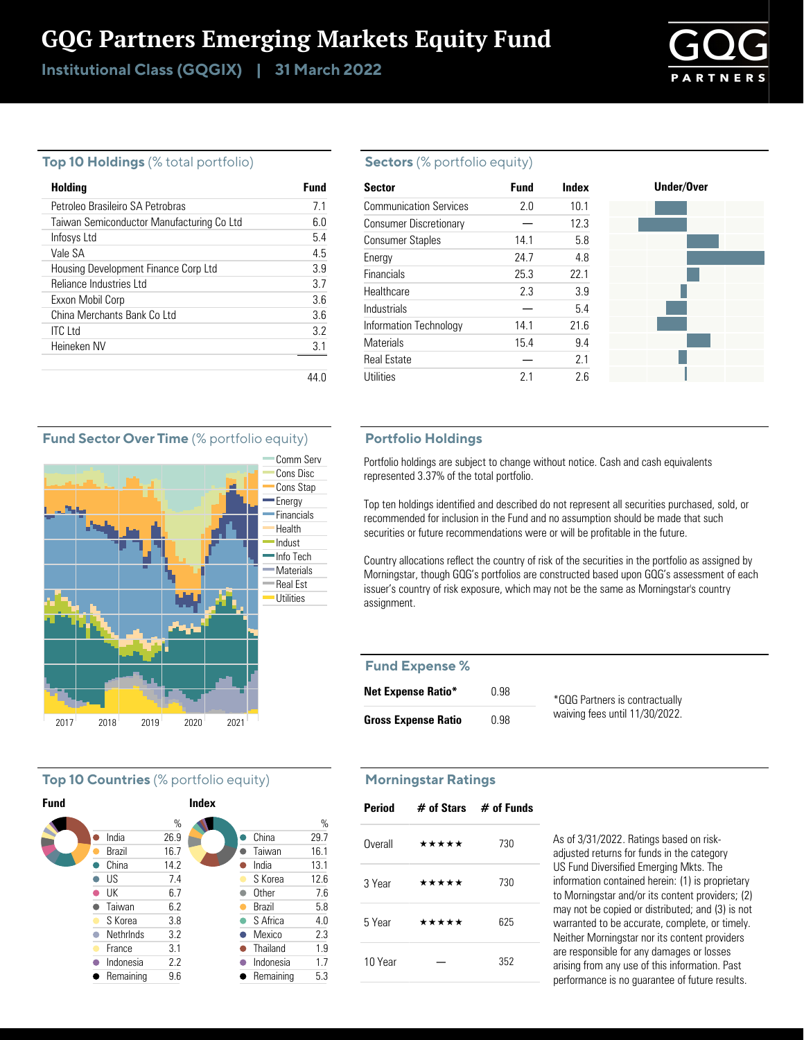# GQG Partners Emerging Markets Equity Fund

**Institutional Class (GQGIX) | 31 March 2022**

## Top 10 Holdings (% total portfolio)

| Holding | Fund |
|---|---|
| Petroleo Brasileiro SA Petrobras | 7.1 |
| Taiwan Semiconductor Manufacturing Co Ltd | 6.0 |
| Infosys Ltd | 5.4 |
| Vale SA | 4.5 |
| Housing Development Finance Corp Ltd | 3.9 |
| Reliance Industries Ltd | 3.7 |
| Exxon Mobil Corp | 3.6 |
| China Merchants Bank Co Ltd | 3.6 |
| ITC Ltd | 3.2 |
| Heineken NV | 3.1 |
| | 44.0 |

## Sectors (% portfolio equity)

| Sector | Fund | Index |
|---|---|---|
| Communication Services | 2.0 | 10.1 |
| Consumer Discretionary | — | 12.3 |
| Consumer Staples | 14.1 | 5.8 |
| Energy | 24.7 | 4.8 |
| Financials | 25.3 | 22.1 |
| Healthcare | 2.3 | 3.9 |
| Industrials | — | 5.4 |
| Information Technology | 14.1 | 21.6 |
| Materials | 15.4 | 9.4 |
| Real Estate | — | 2.1 |
| Utilities | 2.1 | 2.6 |

## Fund Sector Over Time (% portfolio equity)

Comm Serv, Cons Disc, Cons Stap, Energy, Financials, Health, Indust, Info Tech, Materials, Real Est, Utilities

2017 2018 2019 2020 2021

## Portfolio Holdings

Portfolio holdings are subject to change without notice. Cash and cash equivalents represented 3.37% of the total portfolio.

Top ten holdings identified and described do not represent all securities purchased, sold, or recommended for inclusion in the Fund and no assumption should be made that such securities or future recommendations were or will be profitable in the future.

Country allocations reflect the country of risk of the securities in the portfolio as assigned by Morningstar, though GQG's portfolios are constructed based upon GQG's assessment of each issuer's country of risk exposure, which may not be the same as Morningstar's country assignment.

## Fund Expense %

| | |
|---|---|
| **Net Expense Ratio*** | 0.98 |
| **Gross Expense Ratio** | 0.98 |

*GQG Partners is contractually waiving fees until 11/30/2022.

## Top 10 Countries (% portfolio equity)

**Fund**

| Country | % |
|---|---|
| India | 26.9 |
| Brazil | 16.7 |
| China | 14.2 |
| US | 7.4 |
| UK | 6.7 |
| Taiwan | 6.2 |
| S Korea | 3.8 |
| Nethrlnds | 3.2 |
| France | 3.1 |
| Indonesia | 2.2 |
| Remaining | 9.6 |

**Index**

| Country | % |
|---|---|
| China | 29.7 |
| Taiwan | 16.1 |
| India | 13.1 |
| S Korea | 12.6 |
| Other | 7.6 |
| Brazil | 5.8 |
| S Africa | 4.0 |
| Mexico | 2.3 |
| Thailand | 1.9 |
| Indonesia | 1.7 |
| Remaining | 5.3 |

## Morningstar Ratings

| Period | # of Stars | # of Funds |
|---|---|---|
| Overall | ★★★★★ | 730 |
| 3 Year | ★★★★★ | 730 |
| 5 Year | ★★★★★ | 625 |
| 10 Year | — | 352 |

As of 3/31/2022. Ratings based on risk-adjusted returns for funds in the category US Fund Diversified Emerging Mkts. The information contained herein: (1) is proprietary to Morningstar and/or its content providers; (2) may not be copied or distributed; and (3) is not warranted to be accurate, complete, or timely. Neither Morningstar nor its content providers are responsible for any damages or losses arising from any use of this information. Past performance is no guarantee of future results.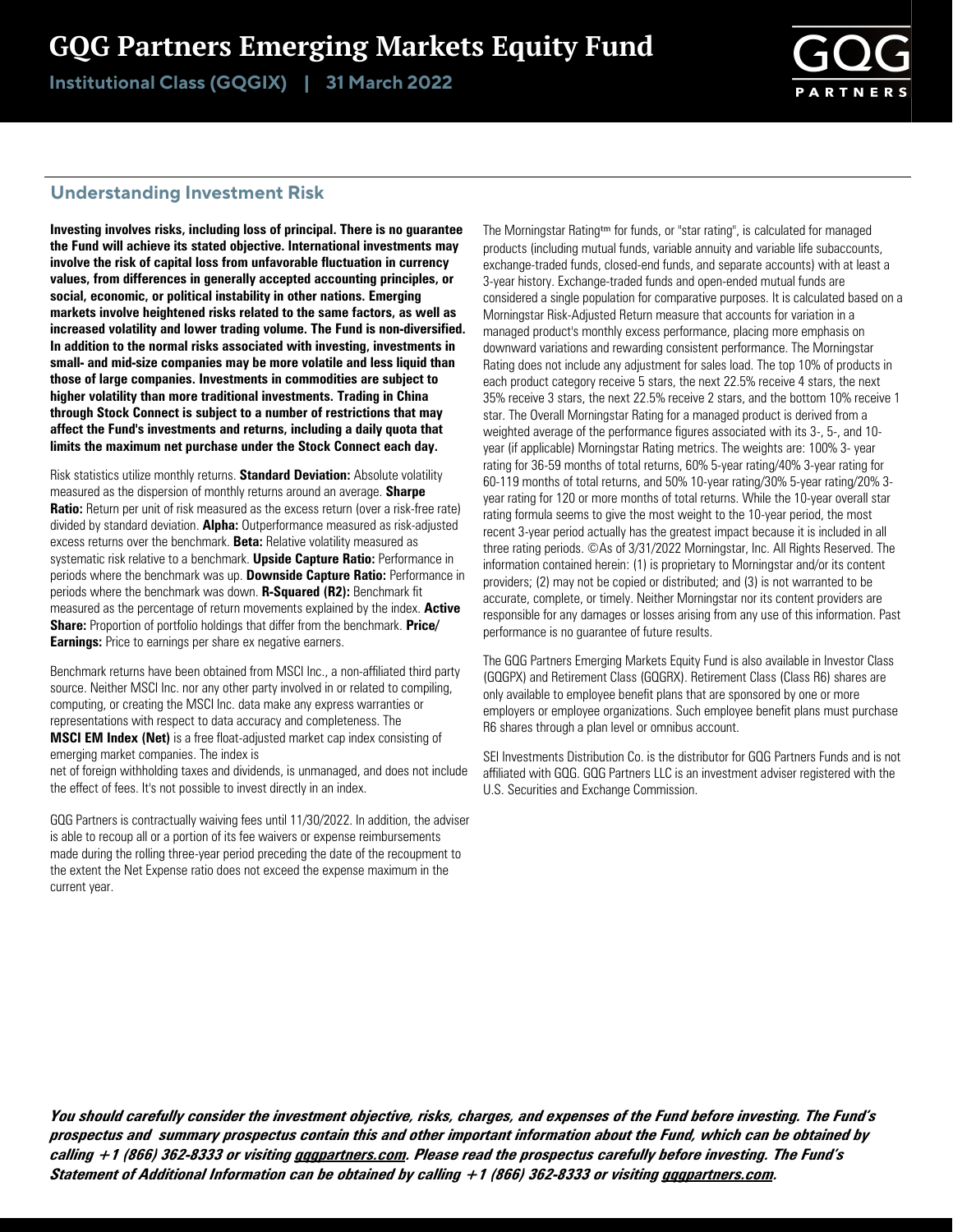## Understanding Investment Risk

**Investing involves risks, including loss of principal. There is no guarantee the Fund will achieve its stated objective. International investments may involve the risk of capital loss from unfavorable fluctuation in currency values, from differences in generally accepted accounting principles, or social, economic, or political instability in other nations. Emerging markets involve heightened risks related to the same factors, as well as increased volatility and lower trading volume. The Fund is non-diversified. In addition to the normal risks associated with investing, investments in small- and mid-size companies may be more volatile and less liquid than those of large companies. Investments in commodities are subject to higher volatility than more traditional investments. Trading in China through Stock Connect is subject to a number of restrictions that may affect the Fund's investments and returns, including a daily quota that limits the maximum net purchase under the Stock Connect each day.**

Risk statistics utilize monthly returns. **Standard Deviation:** Absolute volatility measured as the dispersion of monthly returns around an average. **Sharpe Ratio:** Return per unit of risk measured as the excess return (over a risk-free rate) divided by standard deviation. **Alpha:** Outperformance measured as risk-adjusted excess returns over the benchmark. **Beta:** Relative volatility measured as systematic risk relative to a benchmark. **Upside Capture Ratio:** Performance in periods where the benchmark was up. **Downside Capture Ratio:** Performance in periods where the benchmark was down. **R-Squared (R2):** Benchmark fit measured as the percentage of return movements explained by the index. **Active Share:** Proportion of portfolio holdings that differ from the benchmark. **Price/ Earnings:** Price to earnings per share ex negative earners.

Benchmark returns have been obtained from MSCI Inc., a non-affiliated third party source. Neither MSCI Inc. nor any other party involved in or related to compiling, computing, or creating the MSCI Inc. data make any express warranties or representations with respect to data accuracy and completeness. The **MSCI EM Index (Net)** is a free float-adjusted market cap index consisting of emerging market companies. The index is net of foreign withholding taxes and dividends, is unmanaged, and does not include the effect of fees. It's not possible to invest directly in an index.

GQG Partners is contractually waiving fees until 11/30/2022. In addition, the adviser is able to recoup all or a portion of its fee waivers or expense reimbursements made during the rolling three-year period preceding the date of the recoupment to the extent the Net Expense ratio does not exceed the expense maximum in the current year.

The Morningstar Rating™ for funds, or "star rating", is calculated for managed products (including mutual funds, variable annuity and variable life subaccounts, exchange-traded funds, closed-end funds, and separate accounts) with at least a 3-year history. Exchange-traded funds and open-ended mutual funds are considered a single population for comparative purposes. It is calculated based on a Morningstar Risk-Adjusted Return measure that accounts for variation in a managed product's monthly excess performance, placing more emphasis on downward variations and rewarding consistent performance. The Morningstar Rating does not include any adjustment for sales load. The top 10% of products in each product category receive 5 stars, the next 22.5% receive 4 stars, the next 35% receive 3 stars, the next 22.5% receive 2 stars, and the bottom 10% receive 1 star. The Overall Morningstar Rating for a managed product is derived from a weighted average of the performance figures associated with its 3-, 5-, and 10-year (if applicable) Morningstar Rating metrics. The weights are: 100% 3- year rating for 36-59 months of total returns, 60% 5-year rating/40% 3-year rating for 60-119 months of total returns, and 50% 10-year rating/30% 5-year rating/20% 3-year rating for 120 or more months of total returns. While the 10-year overall star rating formula seems to give the most weight to the 10-year period, the most recent 3-year period actually has the greatest impact because it is included in all three rating periods. ©As of 3/31/2022 Morningstar, Inc. All Rights Reserved. The information contained herein: (1) is proprietary to Morningstar and/or its content providers; (2) may not be copied or distributed; and (3) is not warranted to be accurate, complete, or timely. Neither Morningstar nor its content providers are responsible for any damages or losses arising from any use of this information. Past performance is no guarantee of future results.

The GQG Partners Emerging Markets Equity Fund is also available in Investor Class (GQGPX) and Retirement Class (GQGRX). Retirement Class (Class R6) shares are only available to employee benefit plans that are sponsored by one or more employers or employee organizations. Such employee benefit plans must purchase R6 shares through a plan level or omnibus account.

SEI Investments Distribution Co. is the distributor for GQG Partners Funds and is not affiliated with GQG. GQG Partners LLC is an investment adviser registered with the U.S. Securities and Exchange Commission.

***You should carefully consider the investment objective, risks, charges, and expenses of the Fund before investing. The Fund's prospectus and summary prospectus contain this and other important information about the Fund, which can be obtained by calling +1 (866) 362-8333 or visiting gqgpartners.com. Please read the prospectus carefully before investing. The Fund's Statement of Additional Information can be obtained by calling +1 (866) 362-8333 or visiting gqgpartners.com.***